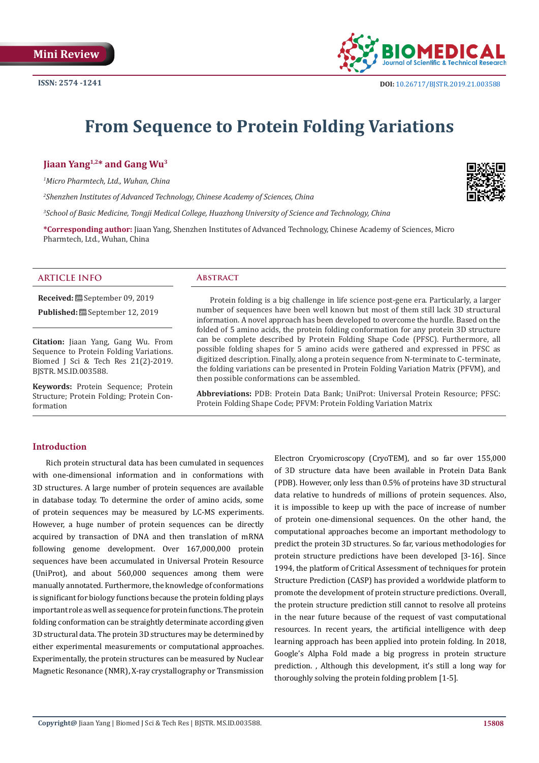Mini Review

ISSN: 2574 -1241

DOI: 10.26717/BJSTR.2019.21.003588

# From Sequence to Protein Folding Variations

**Jiaan Yang[1,2]* and Gang Wu[3]**

*[1]Micro Pharmtech, Ltd., Wuhan, China*

*[2]Shenzhen Institutes of Advanced Technology, Chinese Academy of Sciences, China*

*[3]School of Basic Medicine, Tongji Medical College, Huazhong University of Science and Technology, China*

**\*Corresponding author:** Jiaan Yang, Shenzhen Institutes of Advanced Technology, Chinese Academy of Sciences, Micro Pharmtech, Ltd., Wuhan, China

## ARTICLE INFO

**Received:** September 09, 2019

**Published:** September 12, 2019

**Citation:** Jiaan Yang, Gang Wu. From Sequence to Protein Folding Variations. Biomed J Sci & Tech Res 21(2)-2019. BJSTR. MS.ID.003588.

**Keywords:** Protein Sequence; Protein Structure; Protein Folding; Protein Conformation

## Abstract

Protein folding is a big challenge in life science post-gene era. Particularly, a larger number of sequences have been well known but most of them still lack 3D structural information. A novel approach has been developed to overcome the hurdle. Based on the folded of 5 amino acids, the protein folding conformation for any protein 3D structure can be complete described by Protein Folding Shape Code (PFSC). Furthermore, all possible folding shapes for 5 amino acids were gathered and expressed in PFSC as digitized description. Finally, along a protein sequence from N-terminate to C-terminate, the folding variations can be presented in Protein Folding Variation Matrix (PFVM), and then possible conformations can be assembled.

**Abbreviations:** PDB: Protein Data Bank; UniProt: Universal Protein Resource; PFSC: Protein Folding Shape Code; PFVM: Protein Folding Variation Matrix

## Introduction

Rich protein structural data has been cumulated in sequences with one-dimensional information and in conformations with 3D structures. A large number of protein sequences are available in database today. To determine the order of amino acids, some of protein sequences may be measured by LC-MS experiments. However, a huge number of protein sequences can be directly acquired by transaction of DNA and then translation of mRNA following genome development. Over 167,000,000 protein sequences have been accumulated in Universal Protein Resource (UniProt), and about 560,000 sequences among them were manually annotated. Furthermore, the knowledge of conformations is significant for biology functions because the protein folding plays important role as well as sequence for protein functions. The protein folding conformation can be straightly determinate according given 3D structural data. The protein 3D structures may be determined by either experimental measurements or computational approaches. Experimentally, the protein structures can be measured by Nuclear Magnetic Resonance (NMR), X-ray crystallography or Transmission Electron Cryomicroscopy (CryoTEM), and so far over 155,000 of 3D structure data have been available in Protein Data Bank (PDB). However, only less than 0.5% of proteins have 3D structural data relative to hundreds of millions of protein sequences. Also, it is impossible to keep up with the pace of increase of number of protein one-dimensional sequences. On the other hand, the computational approaches become an important methodology to predict the protein 3D structures. So far, various methodologies for protein structure predictions have been developed [3-16]. Since 1994, the platform of Critical Assessment of techniques for protein Structure Prediction (CASP) has provided a worldwide platform to promote the development of protein structure predictions. Overall, the protein structure prediction still cannot to resolve all proteins in the near future because of the request of vast computational resources. In recent years, the artificial intelligence with deep learning approach has been applied into protein folding. In 2018, Google's Alpha Fold made a big progress in protein structure prediction. , Although this development, it's still a long way for thoroughly solving the protein folding problem [1-5].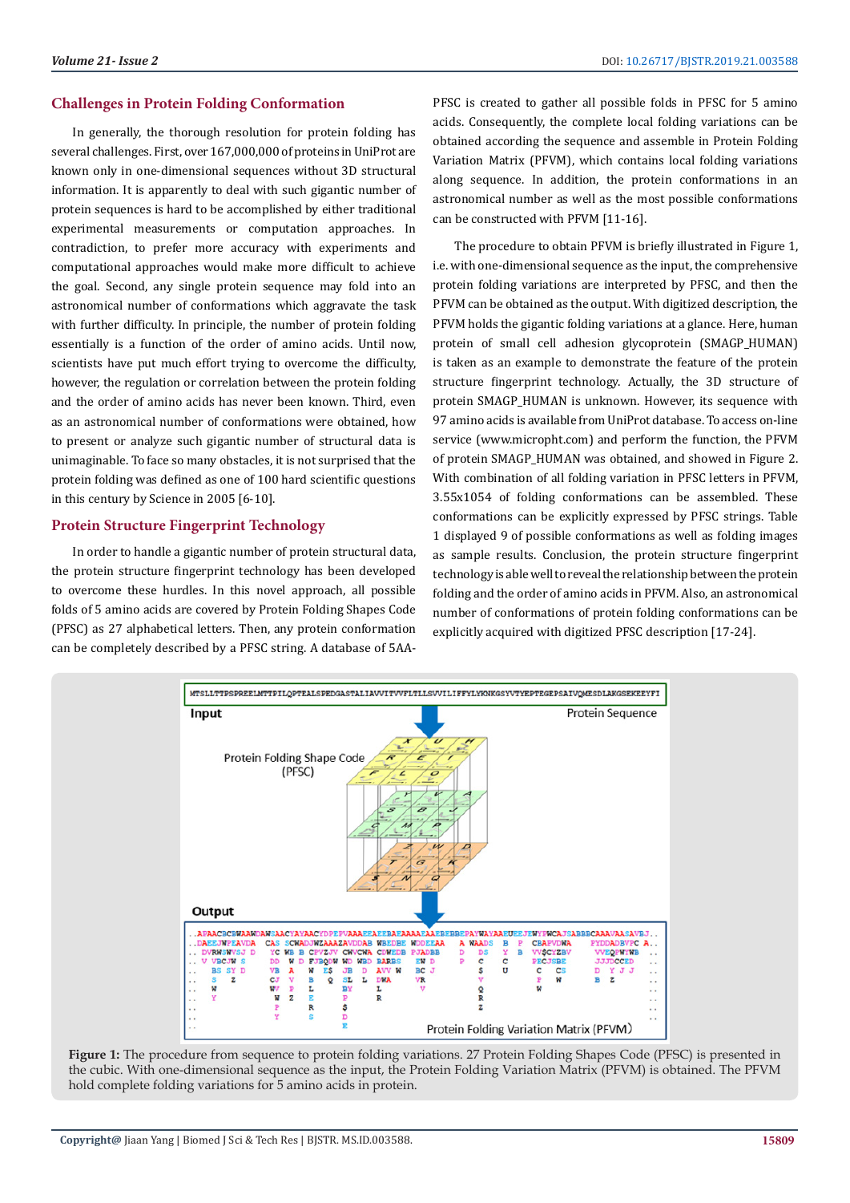## Challenges in Protein Folding Conformation

In generally, the thorough resolution for protein folding has several challenges. First, over 167,000,000 of proteins in UniProt are known only in one-dimensional sequences without 3D structural information. It is apparently to deal with such gigantic number of protein sequences is hard to be accomplished by either traditional experimental measurements or computation approaches. In contradiction, to prefer more accuracy with experiments and computational approaches would make more difficult to achieve the goal. Second, any single protein sequence may fold into an astronomical number of conformations which aggravate the task with further difficulty. In principle, the number of protein folding essentially is a function of the order of amino acids. Until now, scientists have put much effort trying to overcome the difficulty, however, the regulation or correlation between the protein folding and the order of amino acids has never been known. Third, even as an astronomical number of conformations were obtained, how to present or analyze such gigantic number of structural data is unimaginable. To face so many obstacles, it is not surprised that the protein folding was defined as one of 100 hard scientific questions in this century by Science in 2005 [6-10].

## Protein Structure Fingerprint Technology

In order to handle a gigantic number of protein structural data, the protein structure fingerprint technology has been developed to overcome these hurdles. In this novel approach, all possible folds of 5 amino acids are covered by Protein Folding Shapes Code (PFSC) as 27 alphabetical letters. Then, any protein conformation can be completely described by a PFSC string. A database of 5AA-PFSC is created to gather all possible folds in PFSC for 5 amino acids. Consequently, the complete local folding variations can be obtained according the sequence and assemble in Protein Folding Variation Matrix (PFVM), which contains local folding variations along sequence. In addition, the protein conformations in an astronomical number as well as the most possible conformations can be constructed with PFVM [11-16].

The procedure to obtain PFVM is briefly illustrated in Figure 1, i.e. with one-dimensional sequence as the input, the comprehensive protein folding variations are interpreted by PFSC, and then the PFVM can be obtained as the output. With digitized description, the PFVM holds the gigantic folding variations at a glance. Here, human protein of small cell adhesion glycoprotein (SMAGP_HUMAN) is taken as an example to demonstrate the feature of the protein structure fingerprint technology. Actually, the 3D structure of protein SMAGP_HUMAN is unknown. However, its sequence with 97 amino acids is available from UniProt database. To access on-line service (www.micropht.com) and perform the function, the PFVM of protein SMAGP_HUMAN was obtained, and showed in Figure 2. With combination of all folding variation in PFSC letters in PFVM, 3.55x1054 of folding conformations can be assembled. These conformations can be explicitly expressed by PFSC strings. Table 1 displayed 9 of possible conformations as well as folding images as sample results. Conclusion, the protein structure fingerprint technology is able well to reveal the relationship between the protein folding and the order of amino acids in PFVM. Also, an astronomical number of conformations of protein folding conformations can be explicitly acquired with digitized PFSC description [17-24].

**Figure 1:** The procedure from sequence to protein folding variations. 27 Protein Folding Shapes Code (PFSC) is presented in the cubic. With one-dimensional sequence as the input, the Protein Folding Variation Matrix (PFVM) is obtained. The PFVM hold complete folding variations for 5 amino acids in protein.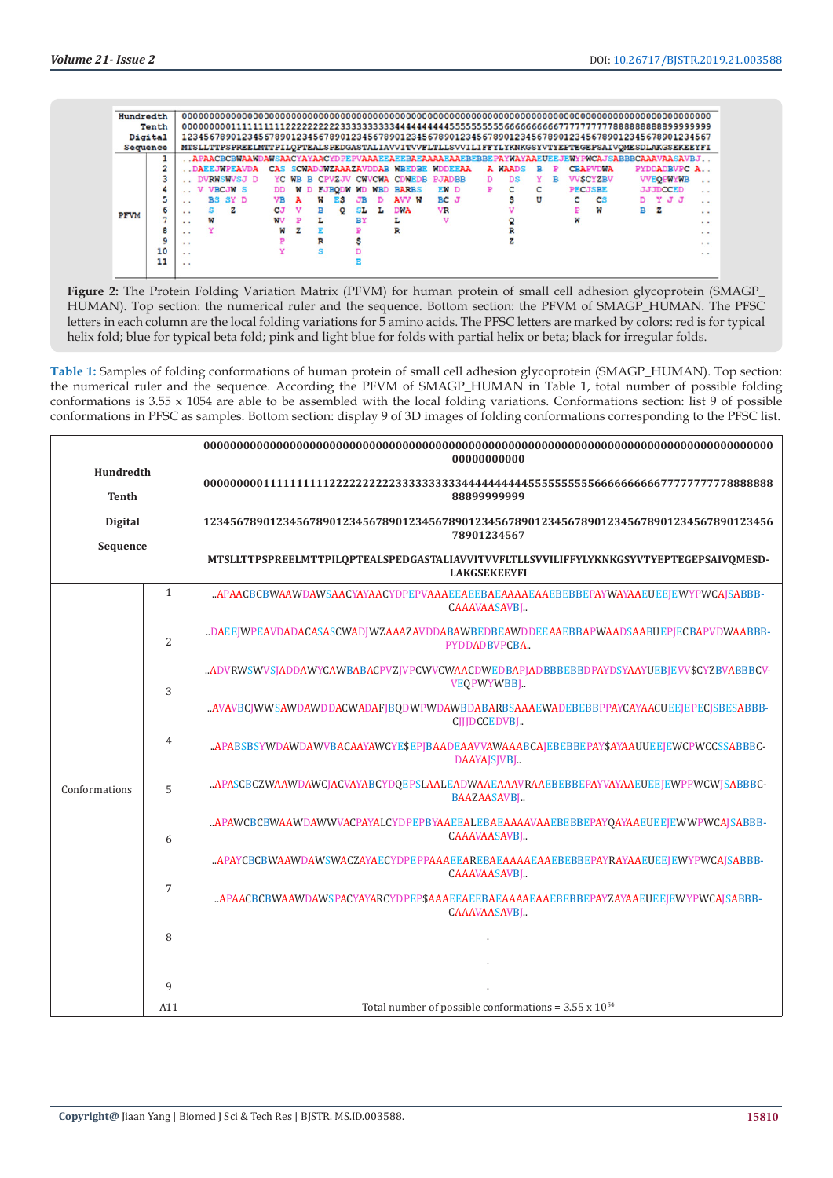**Figure 2:** The Protein Folding Variation Matrix (PFVM) for human protein of small cell adhesion glycoprotein (SMAGP_HUMAN). Top section: the numerical ruler and the sequence. Bottom section: the PFVM of SMAGP_HUMAN. The PFSC letters in each column are the local folding variations for 5 amino acids. The PFSC letters are marked by colors: red is for typical helix fold; blue for typical beta fold; pink and light blue for folds with partial helix or beta; black for irregular folds.

**Table 1:** Samples of folding conformations of human protein of small cell adhesion glycoprotein (SMAGP_HUMAN). Top section: the numerical ruler and the sequence. According the PFVM of SMAGP_HUMAN in Table 1, total number of possible folding conformations is 3.55 x 1054 are able to be assembled with the local folding variations. Conformations section: list 9 of possible conformations in PFSC as samples. Bottom section: display 9 of 3D images of folding conformations corresponding to the PFSC list.

| | | |
|---|---|---|
| Hundredth | | 0000000000000000000000000000000000000000000000000000000000000000000000000000000000000000000000000 |
| Tenth | | 0000000001111111111222222222233333333334444444444555555555566666666667777777777888888888899999999 |
| Digital | | 1234567890123456789012345678901234567890123456789012345678901234567890123456789012345678901234567 |
| Sequence | | MTSLLTTPSPREELMTTPILQPTEALSPEDGASTALIAVVITVVFLTLLSVVILIFFYLYKNKGSYVTYEPTEGEPSAIVQMESD-LAKGSEKEEYFI |
| Conformations | 1 | ..APAACBCBWAAWDAWSAACYAYAACYDPEPVAAAEEAEEBAEAAAAEAAEBEBBEPAYWAYAAEUEEJEWYPWCAJSABBB-CAAAVAASAVBJ.. |
| | 2 | ..DAEEJWPEAVDADACASASCWADJWZAAAZAVDDABAWBEDBEAWDDEEAAEBBAPWAADSAABUEPJECBAPVDWAABBB-PYDDADBVPCBA.. |
| | 3 | ..ADVRWSWVSJADDAWYCAWBABACPVZJVPCWVCWAACDWEDBAPJADBBBEBBDPAYDSYAAYUEBJEVV$CYZBVABBBCV-VEQPWYWBBJ.. |
| | 4 | ..AVAVBCJWWSAWDAWDDACWADAFJBQDWPWDAWBDABARBSAAAEWADEBEBBPPAYCAYAACUEEJEPECJSBESABBB-CJJJDCCEDVBJ.. |
| | 5 | ..APABSBSYWDAWDAWVBACAAYAWCYE$EPJBAADEAAVVAWAAABCAJEBEBBEPAY$AYAAUUEEJEWCPWCCSSABBBC-DAAYAJSJVBJ.. |
| | 6 | ..APASCBCZWAAWDAWCJACVAYABCYDQEPSLAALEADWAAEAAAVRAAEBEBBEPAYVAYAAEUEEJEWPPWCWJSABBBC-BAAZAASAVBJ.. |
| | 7 | ..APAWCBCBWAAWDAWWVACPAYALCYDPEPBYAAEEALEBAEAAAAVAAEBEBBEPAYQAYAAEUEEJEWWPWCAJSABBB-CAAAVAASAVBJ.. |
| | 8 | ..APAYCBCBWAAWDAWSWACZAYAECYDPEPPAAAEEAREBAEAAAAEAAEBEBBEPAYRAYAAEUEEJEWYPWCAJSABBB-CAAAVAASAVBJ.. |
| | 9 | ..APAACBCBWAAWDAWSPACYAYARCYDPEP$AAAEEAEEBAEAAAAEAAEBEBBEPAYZAYAAEUEEJEWYPWCAJSABBB-CAAAVAASAVBJ.. |
| | | . |
| | | . |
| | | . |
| | A11 | Total number of possible conformations = $3.55 \times 10^{54}$ |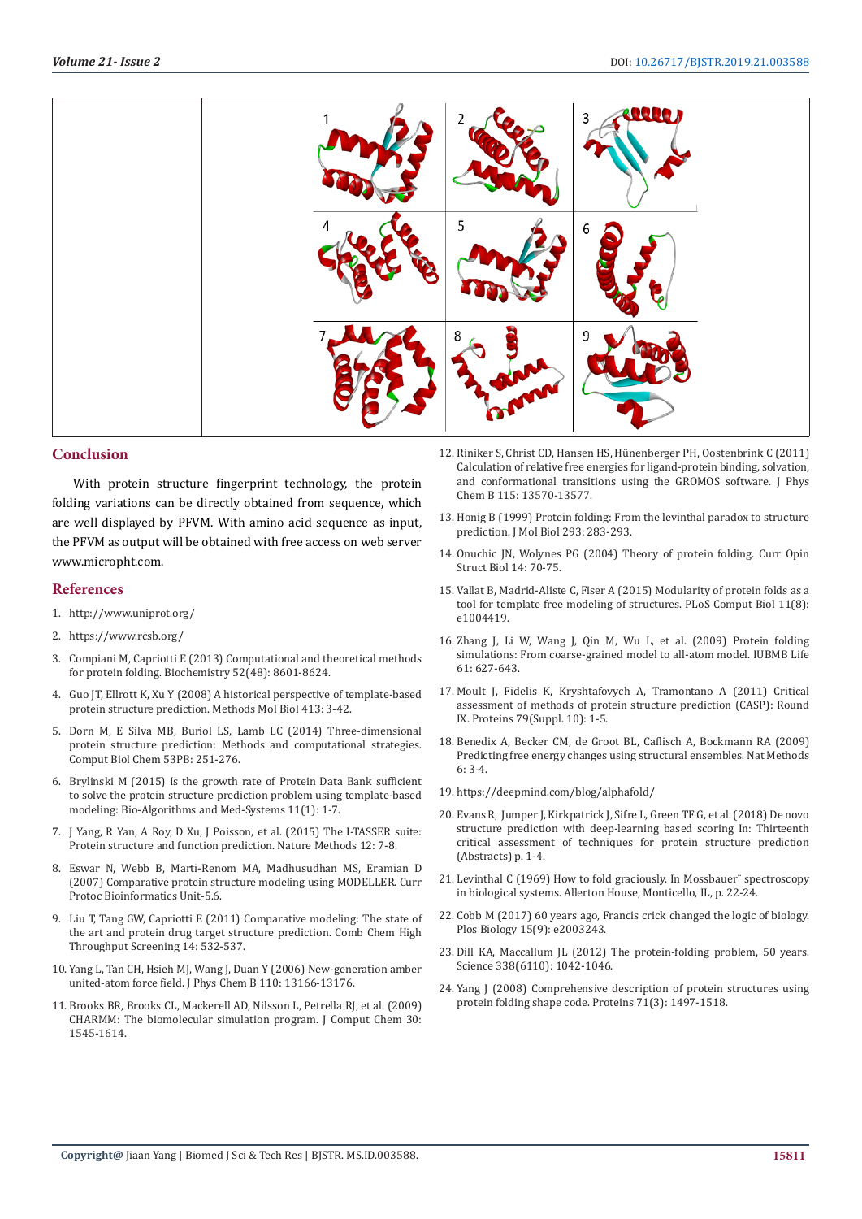| | 1 | 2 | 3 |
|---|---|---|---|
| | 4 | 5 | 6 |
| | 7 | 8 | 9 |

## Conclusion

With protein structure fingerprint technology, the protein folding variations can be directly obtained from sequence, which are well displayed by PFVM. With amino acid sequence as input, the PFVM as output will be obtained with free access on web server www.microphht.com.

## References

1. http://www.uniprot.org/
2. https://www.rcsb.org/
3. Compiani M, Capriotti E (2013) Computational and theoretical methods for protein folding. Biochemistry 52(48): 8601-8624.
4. Guo JT, Ellrott K, Xu Y (2008) A historical perspective of template-based protein structure prediction. Methods Mol Biol 413: 3-42.
5. Dorn M, E Silva MB, Buriol LS, Lamb LC (2014) Three-dimensional protein structure prediction: Methods and computational strategies. Comput Biol Chem 53PB: 251-276.
6. Brylinski M (2015) Is the growth rate of Protein Data Bank sufficient to solve the protein structure prediction problem using template-based modeling: Bio-Algorithms and Med-Systems 11(1): 1-7.
7. J Yang, R Yan, A Roy, D Xu, J Poisson, et al. (2015) The I-TASSER suite: Protein structure and function prediction. Nature Methods 12: 7-8.
8. Eswar N, Webb B, Marti-Renom MA, Madhusudhan MS, Eramian D (2007) Comparative protein structure modeling using MODELLER. Curr Protoc Bioinformatics Unit-5.6.
9. Liu T, Tang GW, Capriotti E (2011) Comparative modeling: The state of the art and protein drug target structure prediction. Comb Chem High Throughput Screening 14: 532-537.
10. Yang L, Tan CH, Hsieh MJ, Wang J, Duan Y (2006) New-generation amber united-atom force field. J Phys Chem B 110: 13166-13176.
11. Brooks BR, Brooks CL, Mackerell AD, Nilsson L, Petrella RJ, et al. (2009) CHARMM: The biomolecular simulation program. J Comput Chem 30: 1545-1614.
12. Riniker S, Christ CD, Hansen HS, Hünenberger PH, Oostenbrink C (2011) Calculation of relative free energies for ligand-protein binding, solvation, and conformational transitions using the GROMOS software. J Phys Chem B 115: 13570-13577.
13. Honig B (1999) Protein folding: From the levinthal paradox to structure prediction. J Mol Biol 293: 283-293.
14. Onuchic JN, Wolynes PG (2004) Theory of protein folding. Curr Opin Struct Biol 14: 70-75.
15. Vallat B, Madrid-Aliste C, Fiser A (2015) Modularity of protein folds as a tool for template free modeling of structures. PLoS Comput Biol 11(8): e1004419.
16. Zhang J, Li W, Wang J, Qin M, Wu L, et al. (2009) Protein folding simulations: From coarse-grained model to all-atom model. IUBMB Life 61: 627-643.
17. Moult J, Fidelis K, Kryshtafovych A, Tramontano A (2011) Critical assessment of methods of protein structure prediction (CASP): Round IX. Proteins 79(Suppl. 10): 1-5.
18. Benedix A, Becker CM, de Groot BL, Caflisch A, Bockmann RA (2009) Predicting free energy changes using structural ensembles. Nat Methods 6: 3-4.
19. https://deepmind.com/blog/alphafold/
20. Evans R, Jumper J, Kirkpatrick J, Sifre L, Green TF G, et al. (2018) De novo structure prediction with deep-learning based scoring In: Thirteenth critical assessment of techniques for protein structure prediction (Abstracts) p. 1-4.
21. Levinthal C (1969) How to fold graciously. In Mossbauer¨ spectroscopy in biological systems. Allerton House, Monticello, IL, p. 22-24.
22. Cobb M (2017) 60 years ago, Francis crick changed the logic of biology. Plos Biology 15(9): e2003243.
23. Dill KA, Maccallum JL (2012) The protein-folding problem, 50 years. Science 338(6110): 1042-1046.
24. Yang J (2008) Comprehensive description of protein structures using protein folding shape code. Proteins 71(3): 1497-1518.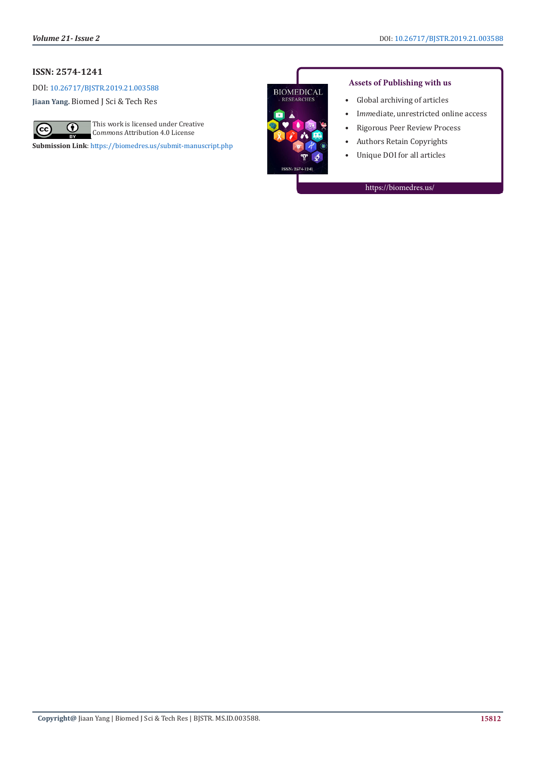**ISSN: 2574-1241**

DOI: 10.26717/BJSTR.2019.21.003588

**Jiaan Yang.** Biomed J Sci & Tech Res

This work is licensed under Creative Commons Attribution 4.0 License

**Submission Link**: https://biomedres.us/submit-manuscript.php

**Assets of Publishing with us**

- Global archiving of articles
- Immediate, unrestricted online access
- Rigorous Peer Review Process
- Authors Retain Copyrights
- Unique DOI for all articles

https://biomedres.us/